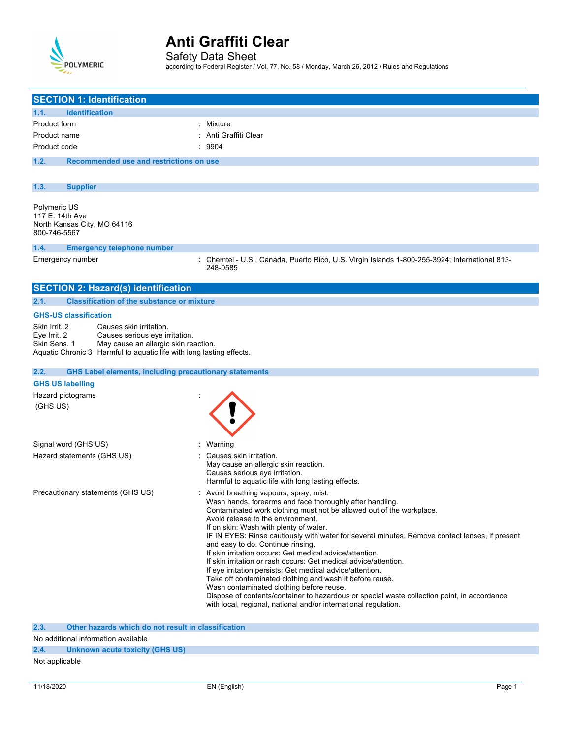# Anti Graffiti Clear

Safety Data Sheet

according to Federal Register / Vol. 77, No. 58 / Monday, March 26, 2012 / Rules and Regulations

## SECTION 1: Identification

### 1.1. Identification

| | |
|---|---|
| Product form | : Mixture |
| Product name | : Anti Graffiti Clear |
| Product code | : 9904 |

### 1.2. Recommended use and restrictions on use

### 1.3. Supplier

Polymeric US
117 E. 14th Ave
North Kansas City, MO 64116
800-746-5567

### 1.4. Emergency telephone number

| | |
|---|---|
| Emergency number | : Chemtel - U.S., Canada, Puerto Rico, U.S. Virgin Islands 1-800-255-3924; International 813-248-0585 |

## SECTION 2: Hazard(s) identification

### 2.1. Classification of the substance or mixture

**GHS-US classification**

| | |
|---|---|
| Skin Irrit. 2 | Causes skin irritation. |
| Eye Irrit. 2 | Causes serious eye irritation. |
| Skin Sens. 1 | May cause an allergic skin reaction. |
| Aquatic Chronic 3 | Harmful to aquatic life with long lasting effects. |

### 2.2. GHS Label elements, including precautionary statements

**GHS US labelling**

Hazard pictograms (GHS US) :

Signal word (GHS US) : Warning

Hazard statements (GHS US) :
Causes skin irritation.
May cause an allergic skin reaction.
Causes serious eye irritation.
Harmful to aquatic life with long lasting effects.

Precautionary statements (GHS US) :
Avoid breathing vapours, spray, mist.
Wash hands, forearms and face thoroughly after handling.
Contaminated work clothing must not be allowed out of the workplace.
Avoid release to the environment.
If on skin: Wash with plenty of water.
IF IN EYES: Rinse cautiously with water for several minutes. Remove contact lenses, if present and easy to do. Continue rinsing.
If skin irritation occurs: Get medical advice/attention.
If skin irritation or rash occurs: Get medical advice/attention.
If eye irritation persists: Get medical advice/attention.
Take off contaminated clothing and wash it before reuse.
Wash contaminated clothing before reuse.
Dispose of contents/container to hazardous or special waste collection point, in accordance with local, regional, national and/or international regulation.

### 2.3. Other hazards which do not result in classification

No additional information available

### 2.4. Unknown acute toxicity (GHS US)

Not applicable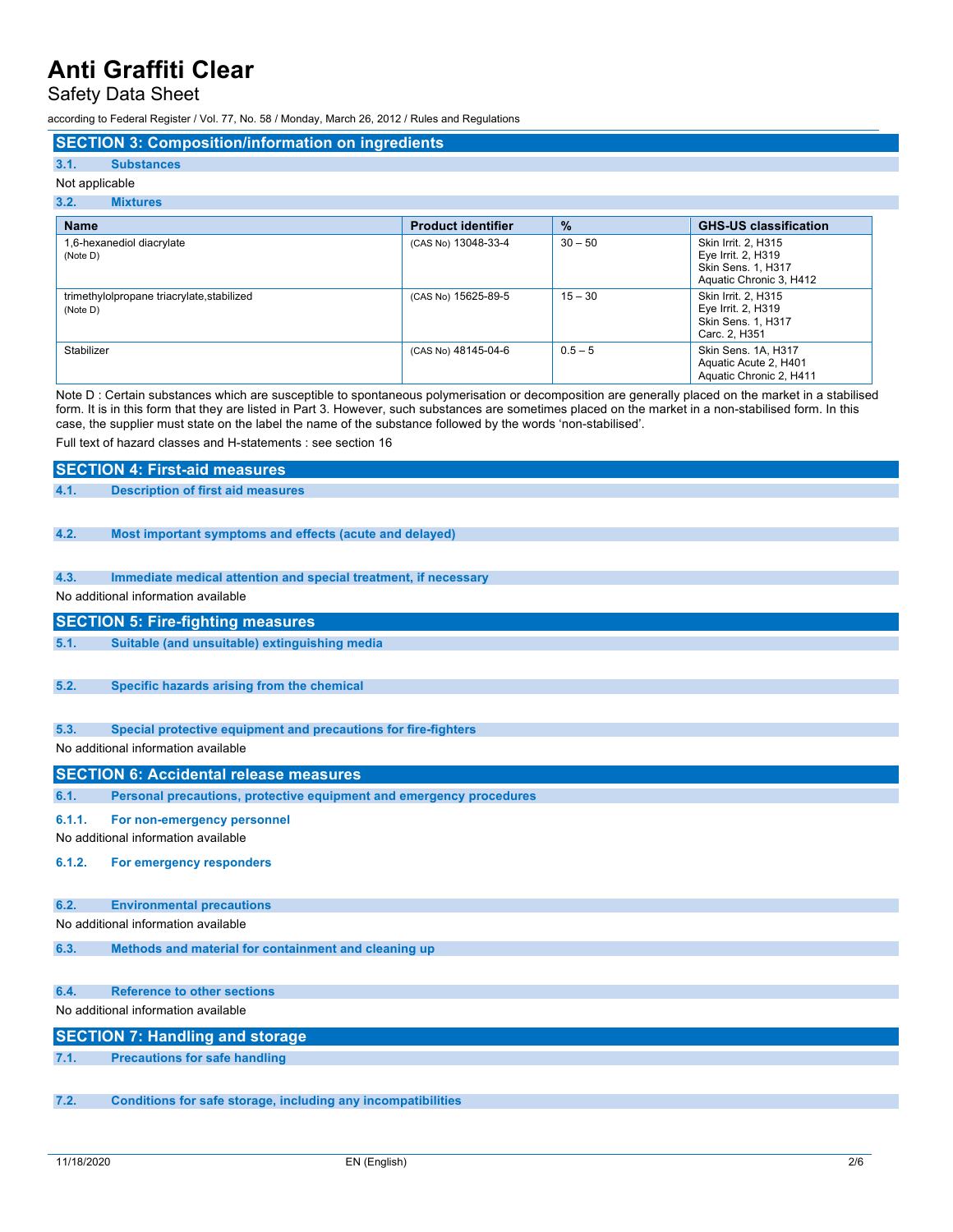## SECTION 3: Composition/information on ingredients

### 3.1. Substances

Not applicable

### 3.2. Mixtures

| Name | Product identifier | % | GHS-US classification |
|---|---|---|---|
| 1,6-hexanediol diacrylate (Note D) | (CAS No) 13048-33-4 | 30 – 50 | Skin Irrit. 2, H315<br>Eye Irrit. 2, H319<br>Skin Sens. 1, H317<br>Aquatic Chronic 3, H412 |
| trimethylolpropane triacrylate,stabilized (Note D) | (CAS No) 15625-89-5 | 15 – 30 | Skin Irrit. 2, H315<br>Eye Irrit. 2, H319<br>Skin Sens. 1, H317<br>Carc. 2, H351 |
| Stabilizer | (CAS No) 48145-04-6 | 0.5 – 5 | Skin Sens. 1A, H317<br>Aquatic Acute 2, H401<br>Aquatic Chronic 2, H411 |

Note D : Certain substances which are susceptible to spontaneous polymerisation or decomposition are generally placed on the market in a stabilised form. It is in this form that they are listed in Part 3. However, such substances are sometimes placed on the market in a non-stabilised form. In this case, the supplier must state on the label the name of the substance followed by the words 'non-stabilised'.

Full text of hazard classes and H-statements : see section 16

## SECTION 4: First-aid measures

### 4.1. Description of first aid measures

### 4.2. Most important symptoms and effects (acute and delayed)

### 4.3. Immediate medical attention and special treatment, if necessary

No additional information available

## SECTION 5: Fire-fighting measures

### 5.1. Suitable (and unsuitable) extinguishing media

### 5.2. Specific hazards arising from the chemical

### 5.3. Special protective equipment and precautions for fire-fighters

No additional information available

## SECTION 6: Accidental release measures

### 6.1. Personal precautions, protective equipment and emergency procedures

#### 6.1.1. For non-emergency personnel

No additional information available

#### 6.1.2. For emergency responders

### 6.2. Environmental precautions

No additional information available

### 6.3. Methods and material for containment and cleaning up

### 6.4. Reference to other sections

No additional information available

## SECTION 7: Handling and storage

### 7.1. Precautions for safe handling

### 7.2. Conditions for safe storage, including any incompatibilities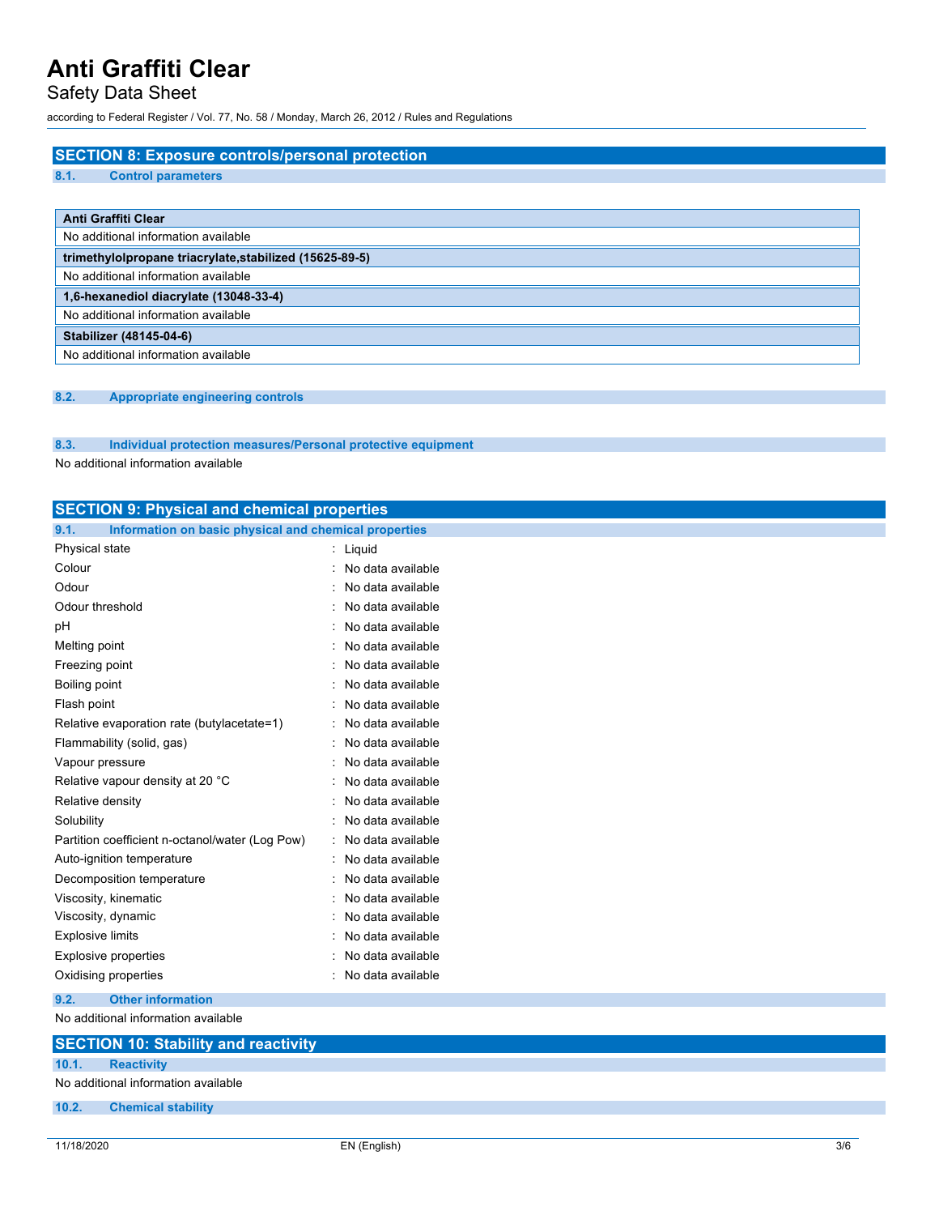## SECTION 8: Exposure controls/personal protection

### 8.1. Control parameters

| Anti Graffiti Clear |
|---|
| No additional information available |
| **trimethylolpropane triacrylate,stabilized (15625-89-5)** |
| No additional information available |
| **1,6-hexanediol diacrylate (13048-33-4)** |
| No additional information available |
| **Stabilizer (48145-04-6)** |
| No additional information available |

### 8.2. Appropriate engineering controls

### 8.3. Individual protection measures/Personal protective equipment

No additional information available

## SECTION 9: Physical and chemical properties

### 9.1. Information on basic physical and chemical properties

| Property | Value |
|---|---|
| Physical state | Liquid |
| Colour | No data available |
| Odour | No data available |
| Odour threshold | No data available |
| pH | No data available |
| Melting point | No data available |
| Freezing point | No data available |
| Boiling point | No data available |
| Flash point | No data available |
| Relative evaporation rate (butylacetate=1) | No data available |
| Flammability (solid, gas) | No data available |
| Vapour pressure | No data available |
| Relative vapour density at 20 °C | No data available |
| Relative density | No data available |
| Solubility | No data available |
| Partition coefficient n-octanol/water (Log Pow) | No data available |
| Auto-ignition temperature | No data available |
| Decomposition temperature | No data available |
| Viscosity, kinematic | No data available |
| Viscosity, dynamic | No data available |
| Explosive limits | No data available |
| Explosive properties | No data available |
| Oxidising properties | No data available |

### 9.2. Other information

No additional information available

## SECTION 10: Stability and reactivity

### 10.1. Reactivity

No additional information available

### 10.2. Chemical stability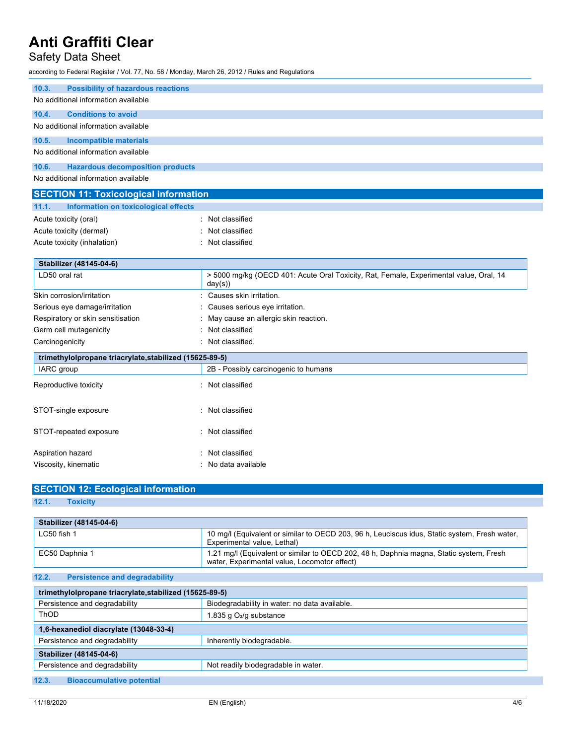### 10.3. Possibility of hazardous reactions

No additional information available

### 10.4. Conditions to avoid

No additional information available

### 10.5. Incompatible materials

No additional information available

### 10.6. Hazardous decomposition products

No additional information available

## SECTION 11: Toxicological information

### 11.1. Information on toxicological effects

Acute toxicity (oral) : Not classified

Acute toxicity (dermal) : Not classified

Acute toxicity (inhalation) : Not classified

| Stabilizer (48145-04-6) | |
|---|---|
| LD50 oral rat | > 5000 mg/kg (OECD 401: Acute Oral Toxicity, Rat, Female, Experimental value, Oral, 14 day(s)) |

Skin corrosion/irritation : Causes skin irritation.

Serious eye damage/irritation : Causes serious eye irritation.

Respiratory or skin sensitisation : May cause an allergic skin reaction.

Germ cell mutagenicity : Not classified

Carcinogenicity : Not classified.

| trimethylolpropane triacrylate,stabilized (15625-89-5) | |
|---|---|
| IARC group | 2B - Possibly carcinogenic to humans |

Reproductive toxicity : Not classified

STOT-single exposure : Not classified

STOT-repeated exposure : Not classified

Aspiration hazard : Not classified

Viscosity, kinematic : No data available

## SECTION 12: Ecological information

### 12.1. Toxicity

| Stabilizer (48145-04-6) | |
|---|---|
| LC50 fish 1 | 10 mg/l (Equivalent or similar to OECD 203, 96 h, Leuciscus idus, Static system, Fresh water, Experimental value, Lethal) |
| EC50 Daphnia 1 | 1.21 mg/l (Equivalent or similar to OECD 202, 48 h, Daphnia magna, Static system, Fresh water, Experimental value, Locomotor effect) |

### 12.2. Persistence and degradability

| trimethylolpropane triacrylate,stabilized (15625-89-5) | |
|---|---|
| Persistence and degradability | Biodegradability in water: no data available. |
| ThOD | 1.835 g $O_2$/g substance |
| **1,6-hexanediol diacrylate (13048-33-4)** | |
| Persistence and degradability | Inherently biodegradable. |
| **Stabilizer (48145-04-6)** | |
| Persistence and degradability | Not readily biodegradable in water. |

### 12.3. Bioaccumulative potential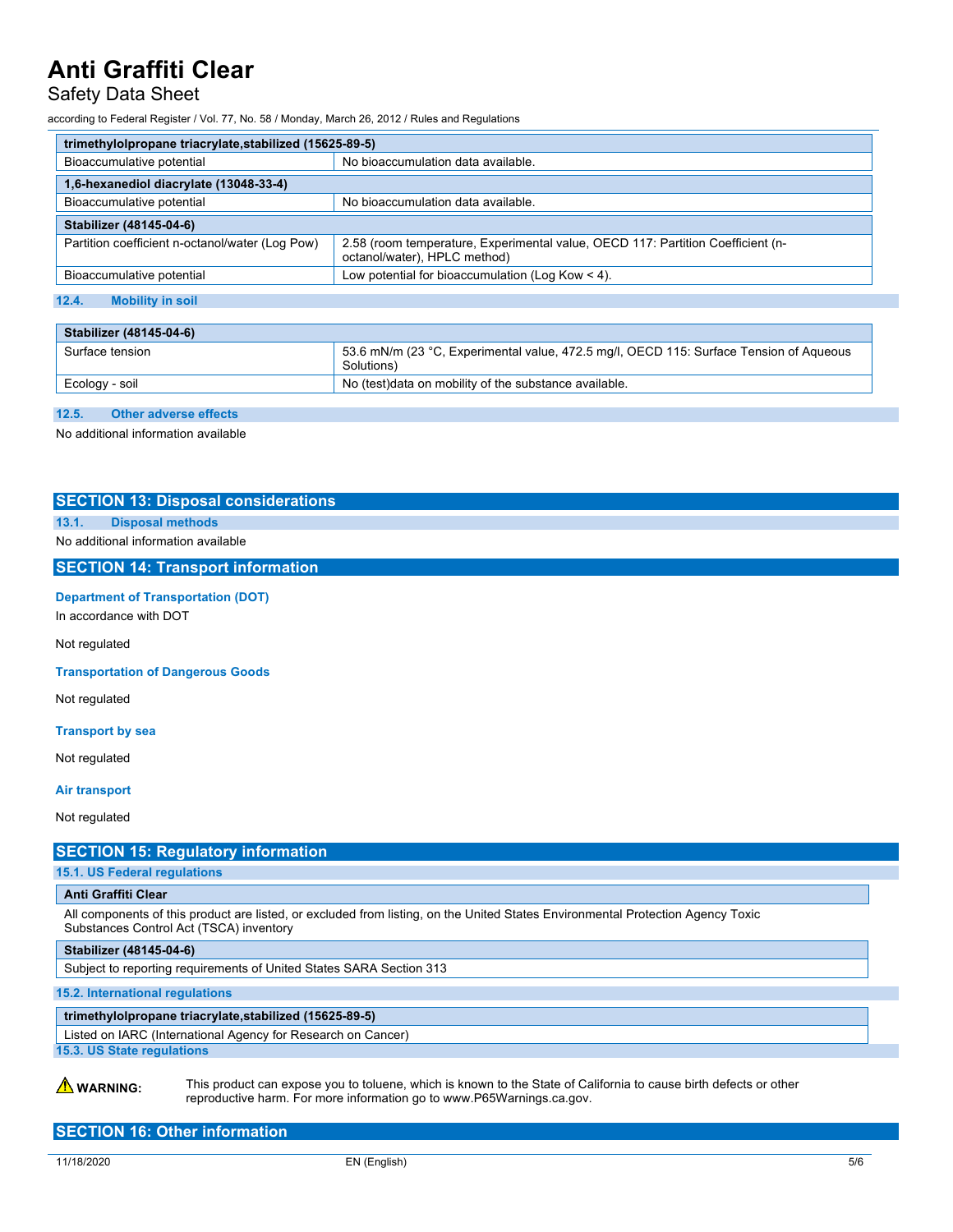| trimethylolpropane triacrylate,stabilized (15625-89-5) | |
|---|---|
| Bioaccumulative potential | No bioaccumulation data available. |

| 1,6-hexanediol diacrylate (13048-33-4) | |
|---|---|
| Bioaccumulative potential | No bioaccumulation data available. |

| Stabilizer (48145-04-6) | |
|---|---|
| Partition coefficient n-octanol/water (Log Pow) | 2.58 (room temperature, Experimental value, OECD 117: Partition Coefficient (n-octanol/water), HPLC method) |
| Bioaccumulative potential | Low potential for bioaccumulation (Log Kow < 4). |

### 12.4. Mobility in soil

| Stabilizer (48145-04-6) | |
|---|---|
| Surface tension | 53.6 mN/m (23 °C, Experimental value, 472.5 mg/l, OECD 115: Surface Tension of Aqueous Solutions) |
| Ecology - soil | No (test)data on mobility of the substance available. |

### 12.5. Other adverse effects

No additional information available

## SECTION 13: Disposal considerations

### 13.1. Disposal methods

No additional information available

## SECTION 14: Transport information

**Department of Transportation (DOT)**

In accordance with DOT

Not regulated

**Transportation of Dangerous Goods**

Not regulated

**Transport by sea**

Not regulated

**Air transport**

Not regulated

## SECTION 15: Regulatory information

### 15.1. US Federal regulations

| Anti Graffiti Clear |
|---|
| All components of this product are listed, or excluded from listing, on the United States Environmental Protection Agency Toxic Substances Control Act (TSCA) inventory |

| Stabilizer (48145-04-6) |
|---|
| Subject to reporting requirements of United States SARA Section 313 |

### 15.2. International regulations

| trimethylolpropane triacrylate,stabilized (15625-89-5) |
|---|
| Listed on IARC (International Agency for Research on Cancer) |

### 15.3. US State regulations

⚠ **WARNING:** This product can expose you to toluene, which is known to the State of California to cause birth defects or other reproductive harm. For more information go to www.P65Warnings.ca.gov.

## SECTION 16: Other information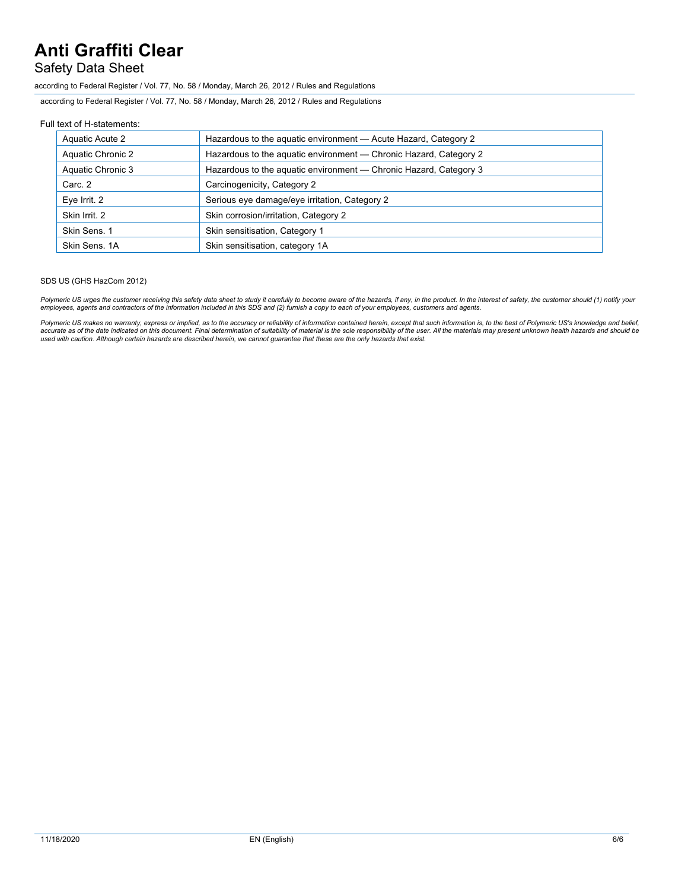according to Federal Register / Vol. 77, No. 58 / Monday, March 26, 2012 / Rules and Regulations

Full text of H-statements:

| | |
|---|---|
| Aquatic Acute 2 | Hazardous to the aquatic environment — Acute Hazard, Category 2 |
| Aquatic Chronic 2 | Hazardous to the aquatic environment — Chronic Hazard, Category 2 |
| Aquatic Chronic 3 | Hazardous to the aquatic environment — Chronic Hazard, Category 3 |
| Carc. 2 | Carcinogenicity, Category 2 |
| Eye Irrit. 2 | Serious eye damage/eye irritation, Category 2 |
| Skin Irrit. 2 | Skin corrosion/irritation, Category 2 |
| Skin Sens. 1 | Skin sensitisation, Category 1 |
| Skin Sens. 1A | Skin sensitisation, category 1A |

SDS US (GHS HazCom 2012)

*Polymeric US urges the customer receiving this safety data sheet to study it carefully to become aware of the hazards, if any, in the product. In the interest of safety, the customer should (1) notify your employees, agents and contractors of the information included in this SDS and (2) furnish a copy to each of your employees, customers and agents.*

*Polymeric US makes no warranty, express or implied, as to the accuracy or reliability of information contained herein, except that such information is, to the best of Polymeric US's knowledge and belief, accurate as of the date indicated on this document. Final determination of suitability of material is the sole responsibility of the user. All the materials may present unknown health hazards and should be used with caution. Although certain hazards are described herein, we cannot guarantee that these are the only hazards that exist.*